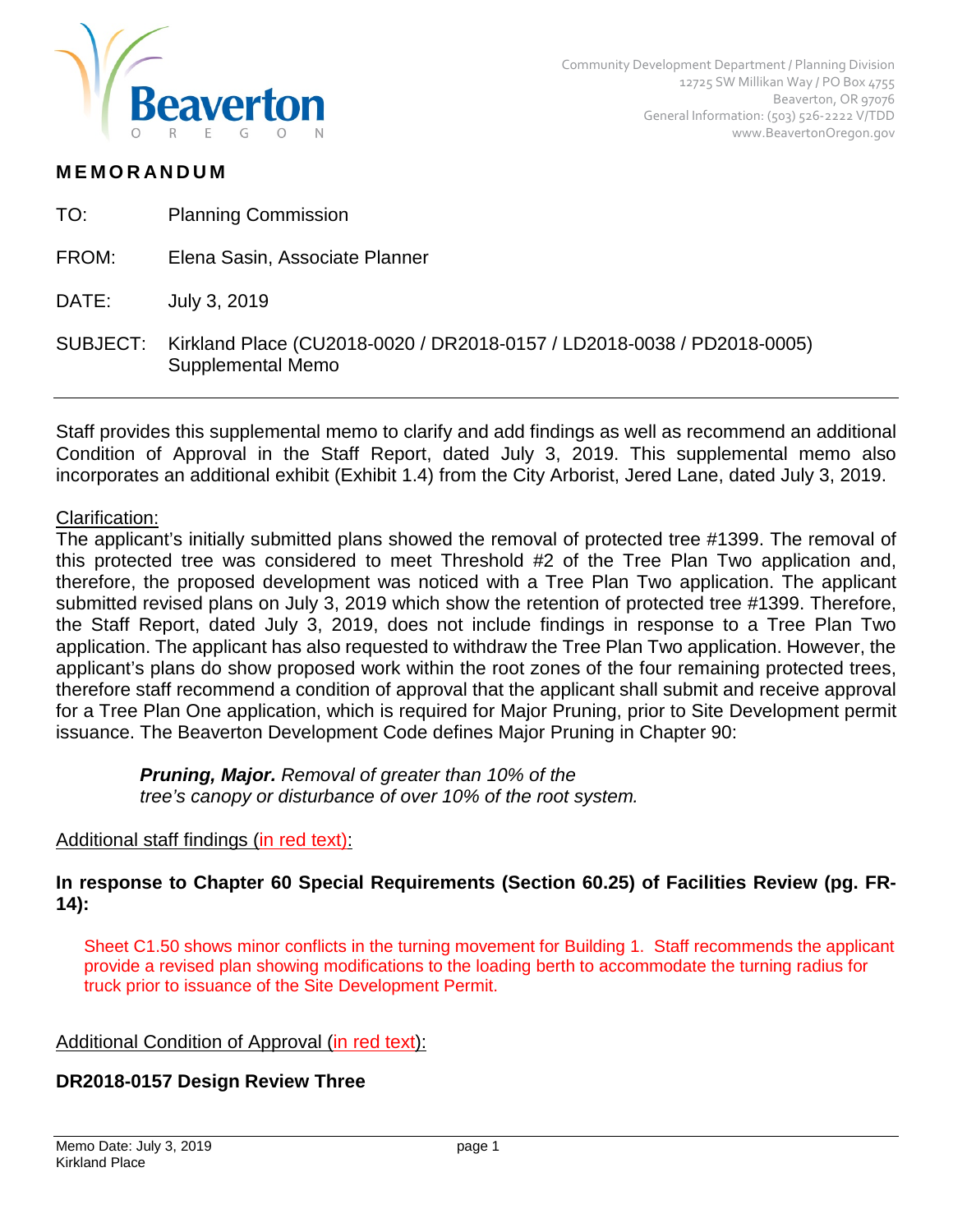Community Development Department / Planning Division
12725 SW Millikan Way / PO Box 4755
Beaverton, OR 97076
General Information: (503) 526-2222 V/TDD
www.BeavertonOregon.gov

# MEMORANDUM

TO: Planning Commission

FROM: Elena Sasin, Associate Planner

DATE: July 3, 2019

SUBJECT: Kirkland Place (CU2018-0020 / DR2018-0157 / LD2018-0038 / PD2018-0005) Supplemental Memo

---

Staff provides this supplemental memo to clarify and add findings as well as recommend an additional Condition of Approval in the Staff Report, dated July 3, 2019. This supplemental memo also incorporates an additional exhibit (Exhibit 1.4) from the City Arborist, Jered Lane, dated July 3, 2019.

Clarification:

The applicant's initially submitted plans showed the removal of protected tree #1399. The removal of this protected tree was considered to meet Threshold #2 of the Tree Plan Two application and, therefore, the proposed development was noticed with a Tree Plan Two application. The applicant submitted revised plans on July 3, 2019 which show the retention of protected tree #1399. Therefore, the Staff Report, dated July 3, 2019, does not include findings in response to a Tree Plan Two application. The applicant has also requested to withdraw the Tree Plan Two application. However, the applicant's plans do show proposed work within the root zones of the four remaining protected trees, therefore staff recommend a condition of approval that the applicant shall submit and receive approval for a Tree Plan One application, which is required for Major Pruning, prior to Site Development permit issuance. The Beaverton Development Code defines Major Pruning in Chapter 90:

> ***Pruning, Major.*** *Removal of greater than 10% of the tree's canopy or disturbance of over 10% of the root system.*

Additional staff findings (in red text):

**In response to Chapter 60 Special Requirements (Section 60.25) of Facilities Review (pg. FR-14):**

Sheet C1.50 shows minor conflicts in the turning movement for Building 1. Staff recommends the applicant provide a revised plan showing modifications to the loading berth to accommodate the turning radius for truck prior to issuance of the Site Development Permit.

Additional Condition of Approval (in red text):

**DR2018-0157 Design Review Three**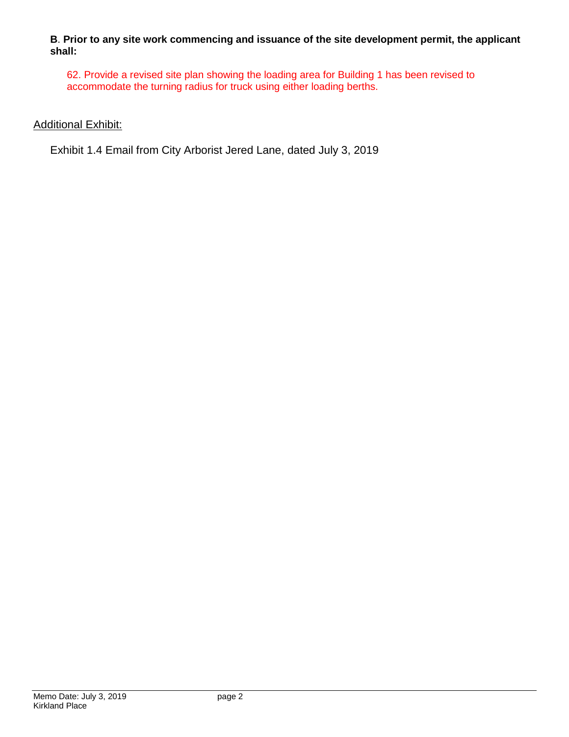**B**. **Prior to any site work commencing and issuance of the site development permit, the applicant shall:**

62. Provide a revised site plan showing the loading area for Building 1 has been revised to accommodate the turning radius for truck using either loading berths.

Additional Exhibit:

Exhibit 1.4 Email from City Arborist Jered Lane, dated July 3, 2019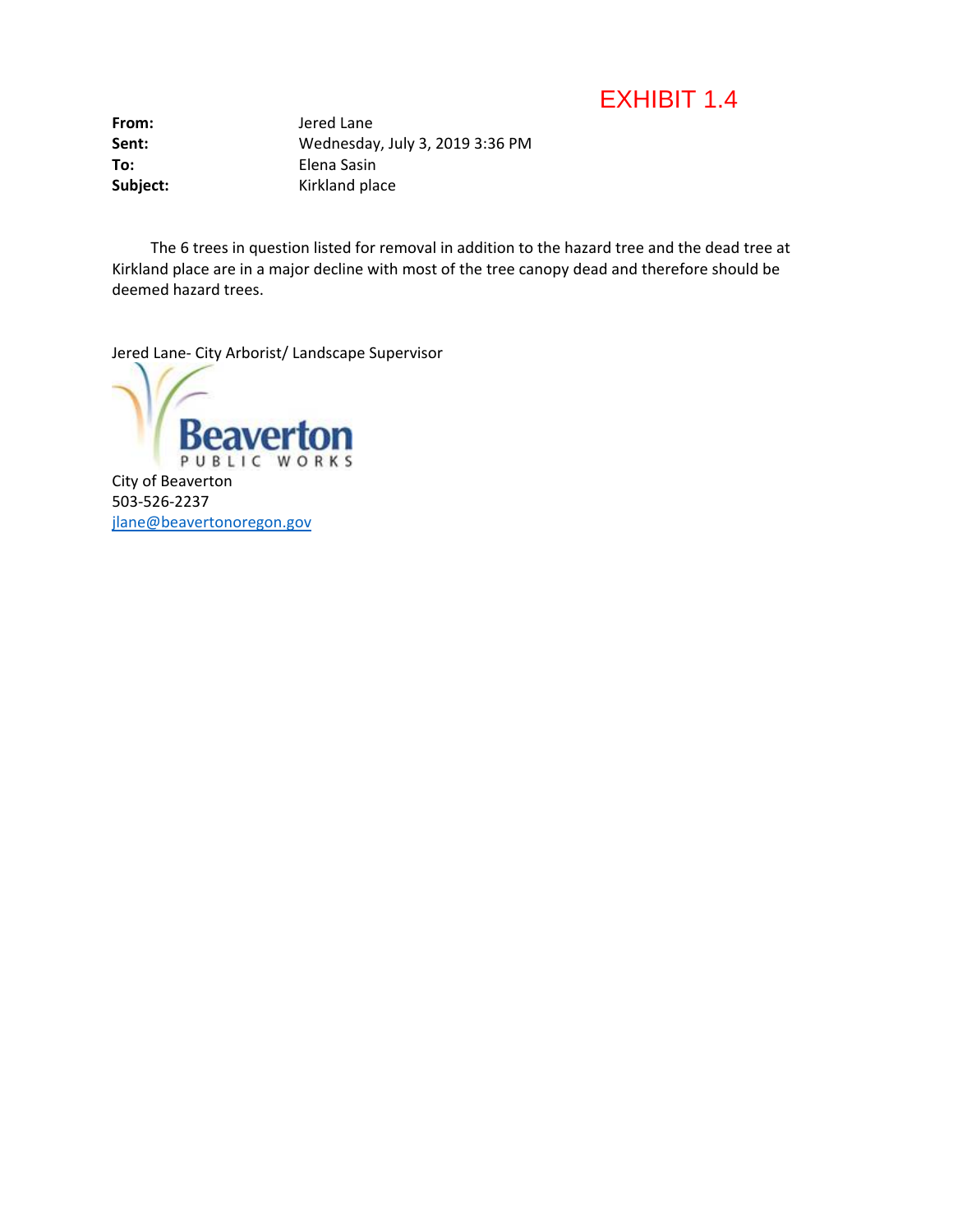EXHIBIT 1.4

**From:** Jered Lane
**Sent:** Wednesday, July 3, 2019 3:36 PM
**To:** Elena Sasin
**Subject:** Kirkland place

The 6 trees in question listed for removal in addition to the hazard tree and the dead tree at Kirkland place are in a major decline with most of the tree canopy dead and therefore should be deemed hazard trees.

Jered Lane- City Arborist/ Landscape Supervisor

Beaverton
PUBLIC WORKS

City of Beaverton
503-526-2237
jlane@beavertonoregon.gov